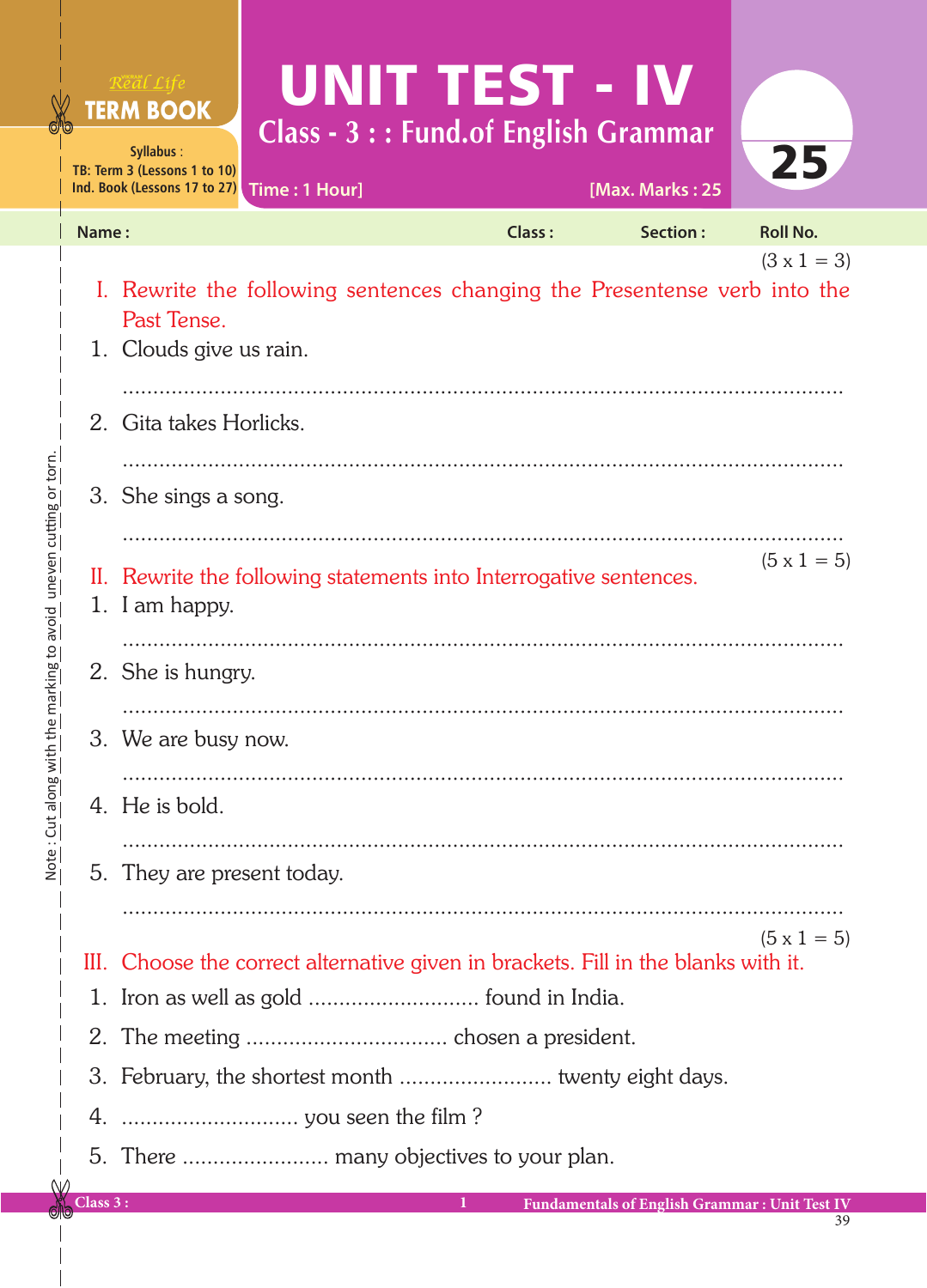Real Life **TERM BOOK**

Syllabus :
TB: Term 3 (Lessons 1 to 10)
Ind. Book (Lessons 17 to 27)

# UNIT TEST - IV

## Class - 3 : : Fund.of English Grammar

Time : 1 Hour] [Max. Marks : 25

25

**Name :** **Class :** **Section :** **Roll No.**

(3 x 1 = 3)

I. Rewrite the following sentences changing the Presentense verb into the Past Tense.

1. Clouds give us rain.

   ..........................................................................................................

2. Gita takes Horlicks.

   ..........................................................................................................

3. She sings a song.

   ..........................................................................................................

(5 x 1 = 5)

II. Rewrite the following statements into Interrogative sentences.

1. I am happy.

   ..........................................................................................................

2. She is hungry.

   ..........................................................................................................

3. We are busy now.

   ..........................................................................................................

4. He is bold.

   ..........................................................................................................

5. They are present today.

   ..........................................................................................................

(5 x 1 = 5)

III. Choose the correct alternative given in brackets. Fill in the blanks with it.

1. Iron as well as gold ............................ found in India.
2. The meeting ................................ chosen a president.
3. February, the shortest month ......................... twenty eight days.
4. ............................. you seen the film ?
5. There ....................... many objectives to your plan.

Note : Cut along with the marking to avoid uneven cutting or torn.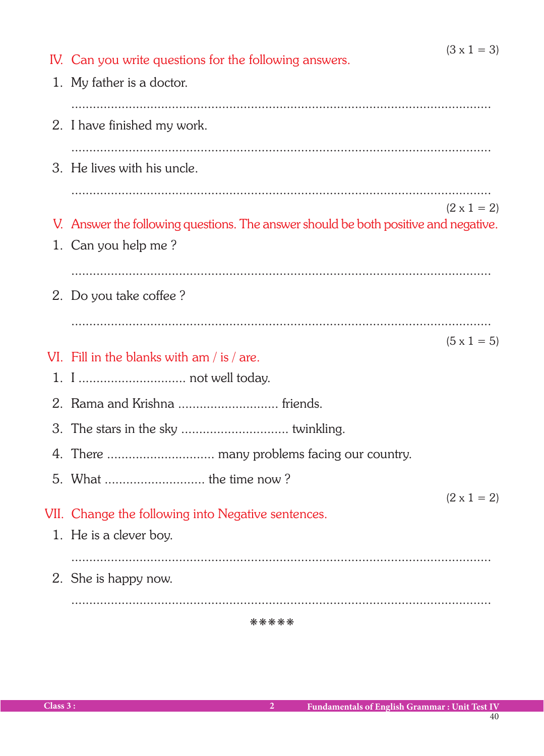IV. Can you write questions for the following answers. (3 x 1 = 3)

1. My father is a doctor.

.......................................................................................................................

2. I have finished my work.

.......................................................................................................................

3. He lives with his uncle.

.......................................................................................................................

V. Answer the following questions. The answer should be both positive and negative. (2 x 1 = 2)

1. Can you help me ?

.......................................................................................................................

2. Do you take coffee ?

.......................................................................................................................

VI. Fill in the blanks with am / is / are. (5 x 1 = 5)

1. I .............................. not well today.
2. Rama and Krishna ............................ friends.
3. The stars in the sky .............................. twinkling.
4. There .............................. many problems facing our country.
5. What ............................ the time now ?

VII. Change the following into Negative sentences. (2 x 1 = 2)

1. He is a clever boy.

.......................................................................................................................

2. She is happy now.

.......................................................................................................................

*****